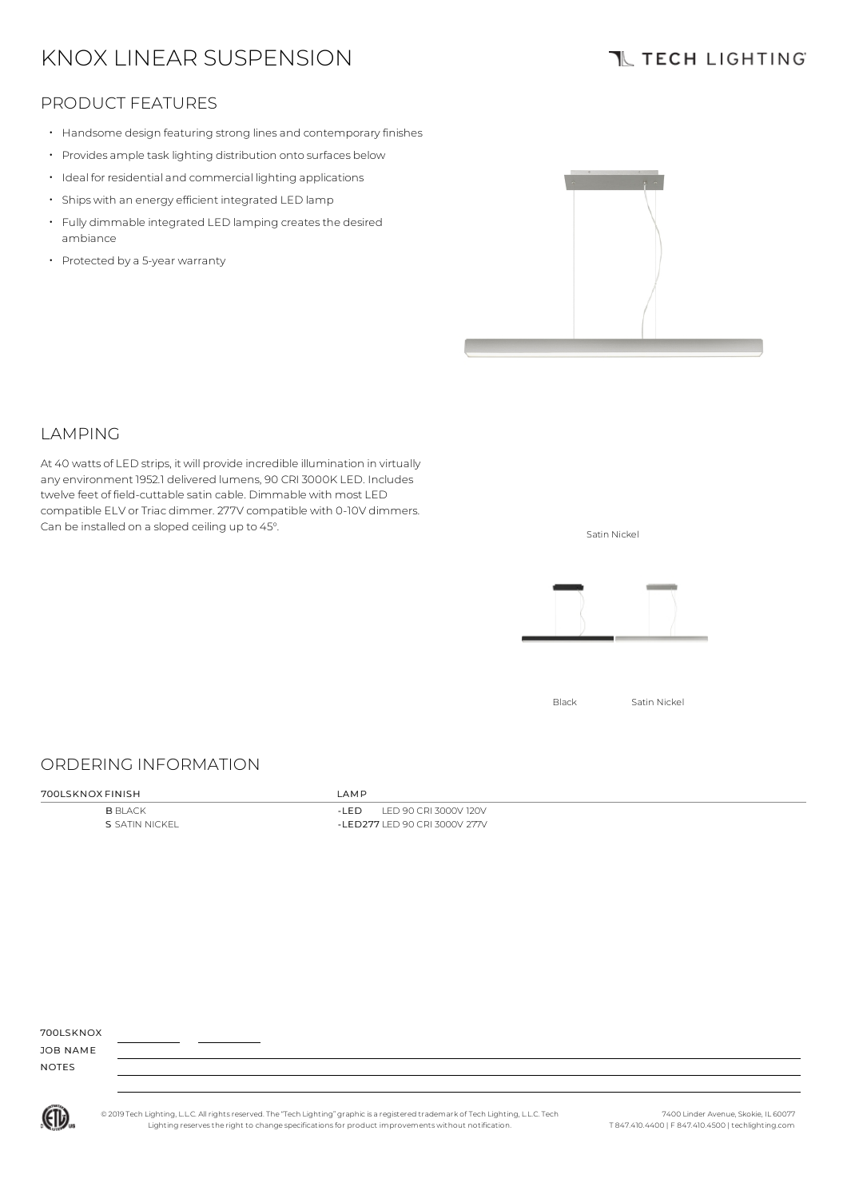# KNOX LINEAR SUSPENSION

TECH LIGHTING

## PRODUCT FEATURES

- Handsome design featuring strong lines and contemporary finishes
- Provides ample task lighting distribution onto surfaces below
- Ideal for residential and commercial lighting applications
- Ships with an energy efficient integrated LED lamp
- Fully dimmable integrated LED lamping creates the desired ambiance
- Protected by a 5-year warranty

## LAMPING

At 40 watts of LED strips, it will provide incredible illumination in virtually any environment 1952.1 delivered lumens, 90 CRI 3000K LED. Includes twelve feet of field-cuttable satin cable. Dimmable with most LED compatible ELV or Triac dimmer. 277V compatible with 0-10V dimmers. Can be installed on a sloped ceiling up to 45º.

Satin Nickel

Black Satin Nickel

## ORDERING INFORMATION

| 700LSKNOX FINISH | LAMP |
|---|---|
| **B** BLACK | **-LED** LED 90 CRI 3000V 120V |
| **S** SATIN NICKEL | **-LED277** LED 90 CRI 3000V 277V |

700LSKNOX \_\_\_\_\_\_\_\_\_\_ \_\_\_\_\_\_\_\_\_\_

JOB NAME

NOTES

© 2019 Tech Lighting, L.L.C. All rights reserved. The "Tech Lighting" graphic is a registered trademark of Tech Lighting, L.L.C. Tech Lighting reserves the right to change specifications for product improvements without notification.

7400 Linder Avenue, Skokie, IL 60077
T 847.410.4400 | F 847.410.4500 | techlighting.com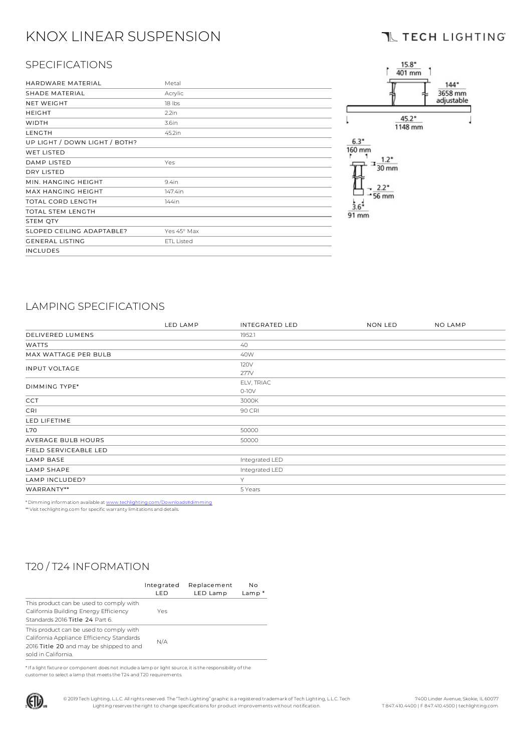# KNOX LINEAR SUSPENSION

TECH LIGHTING

## SPECIFICATIONS

| | |
|---|---|
| HARDWARE MATERIAL | Metal |
| SHADE MATERIAL | Acrylic |
| NET WEIGHT | 18 lbs |
| HEIGHT | 2.2in |
| WIDTH | 3.6in |
| LENGTH | 45.2in |
| UP LIGHT / DOWN LIGHT / BOTH? | |
| WET LISTED | |
| DAMP LISTED | Yes |
| DRY LISTED | |
| MIN. HANGING HEIGHT | 9.4in |
| MAX HANGING HEIGHT | 147.4in |
| TOTAL CORD LENGTH | 144in |
| TOTAL STEM LENGTH | |
| STEM QTY | |
| SLOPED CEILING ADAPTABLE? | Yes 45° Max |
| GENERAL LISTING | ETL Listed |
| INCLUDES | |

15.8"
401 mm
144"
3658 mm
adjustable
45.2"
1148 mm
6.3"
160 mm
1.2"
30 mm
2.2"
56 mm
3.6"
91 mm

## LAMPING SPECIFICATIONS

| | LED LAMP | INTEGRATED LED | NON LED | NO LAMP |
|---|---|---|---|---|
| DELIVERED LUMENS | | 1952.1 | | |
| WATTS | | 40 | | |
| MAX WATTAGE PER BULB | | 40W | | |
| INPUT VOLTAGE | | 120V<br>277V | | |
| DIMMING TYPE* | | ELV, TRIAC<br>0-10V | | |
| CCT | | 3000K | | |
| CRI | | 90 CRI | | |
| LED LIFETIME | | | | |
| L70 | | 50000 | | |
| AVERAGE BULB HOURS | | 50000 | | |
| FIELD SERVICEABLE LED | | | | |
| LAMP BASE | | Integrated LED | | |
| LAMP SHAPE | | Integrated LED | | |
| LAMP INCLUDED? | | Y | | |
| WARRANTY** | | 5 Years | | |

* Dimming information available at www.techlighting.com/Downloads#dimming
** Visit techlighting.com for specific warranty limitations and details.

## T20 / T24 INFORMATION

| | Integrated LED | Replacement LED Lamp | No Lamp * |
|---|---|---|---|
| This product can be used to comply with California Building Energy Efficiency Standards 2016 Title 24 Part 6. | Yes | | |
| This product can be used to comply with California Appliance Efficiency Standards 2016 Title 20 and may be shipped to and sold in California. | N/A | | |

* If a light fixture or component does not include a lamp or light source, it is the responsibility of the customer to select a lamp that meets the T24 and T20 requirements.

© 2019 Tech Lighting, L.L.C. All rights reserved. The "Tech Lighting" graphic is a registered trademark of Tech Lighting, L.L.C. Tech Lighting reserves the right to change specifications for product improvements without notification.

7400 Linder Avenue, Skokie, IL 60077
T 847.410.4400 | F 847.410.4500 | techlighting.com